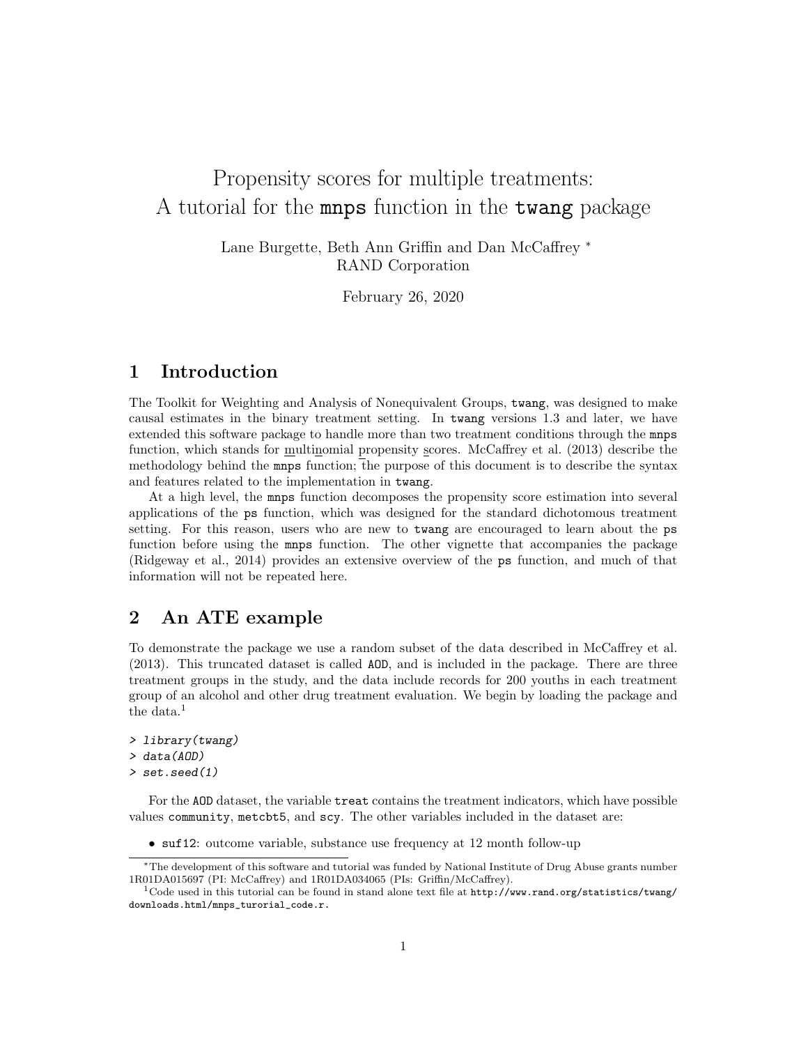# Propensity scores for multiple treatments: A tutorial for the `mnps` function in the `twang` package

Lane Burgette, Beth Ann Griffin and Dan McCaffrey [*]
RAND Corporation

February 26, 2020

## 1 Introduction

The Toolkit for Weighting and Analysis of Nonequivalent Groups, `twang`, was designed to make causal estimates in the binary treatment setting. In `twang` versions 1.3 and later, we have extended this software package to handle more than two treatment conditions through the `mnps` function, which stands for multinomial propensity scores. McCaffrey et al. (2013) describe the methodology behind the `mnps` function; the purpose of this document is to describe the syntax and features related to the implementation in `twang`.

At a high level, the `mnps` function decomposes the propensity score estimation into several applications of the `ps` function, which was designed for the standard dichotomous treatment setting. For this reason, users who are new to `twang` are encouraged to learn about the `ps` function before using the `mnps` function. The other vignette that accompanies the package (Ridgeway et al., 2014) provides an extensive overview of the `ps` function, and much of that information will not be repeated here.

## 2 An ATE example

To demonstrate the package we use a random subset of the data described in McCaffrey et al. (2013). This truncated dataset is called `AOD`, and is included in the package. There are three treatment groups in the study, and the data include records for 200 youths in each treatment group of an alcohol and other drug treatment evaluation. We begin by loading the package and the data.[1]

```
> library(twang)
> data(AOD)
> set.seed(1)
```

For the `AOD` dataset, the variable `treat` contains the treatment indicators, which have possible values `community`, `metcbt5`, and `scy`. The other variables included in the dataset are:

- `suf12`: outcome variable, substance use frequency at 12 month follow-up

---

[*] The development of this software and tutorial was funded by National Institute of Drug Abuse grants number 1R01DA015697 (PI: McCaffrey) and 1R01DA034065 (PIs: Griffin/McCaffrey).

[1] Code used in this tutorial can be found in stand alone text file at `http://www.rand.org/statistics/twang/downloads.html/mnps_turorial_code.r`.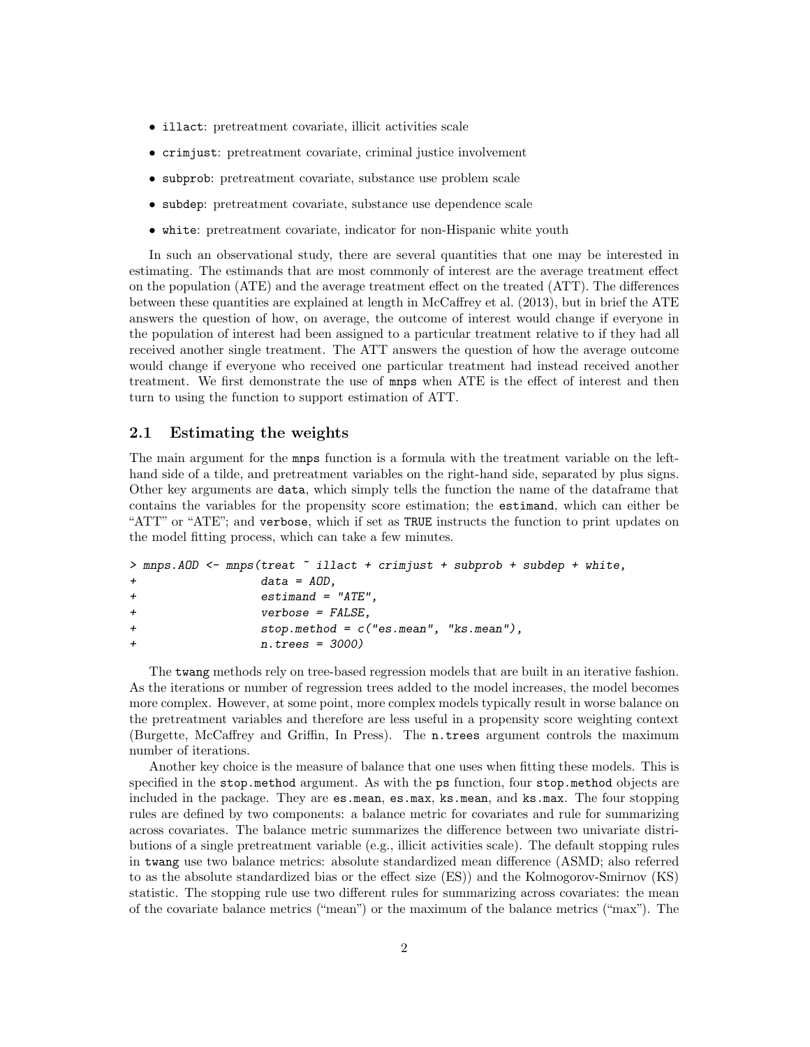- `illact`: pretreatment covariate, illicit activities scale
- `crimjust`: pretreatment covariate, criminal justice involvement
- `subprob`: pretreatment covariate, substance use problem scale
- `subdep`: pretreatment covariate, substance use dependence scale
- `white`: pretreatment covariate, indicator for non-Hispanic white youth

In such an observational study, there are several quantities that one may be interested in estimating. The estimands that are most commonly of interest are the average treatment effect on the population (ATE) and the average treatment effect on the treated (ATT). The differences between these quantities are explained at length in McCaffrey et al. (2013), but in brief the ATE answers the question of how, on average, the outcome of interest would change if everyone in the population of interest had been assigned to a particular treatment relative to if they had all received another single treatment. The ATT answers the question of how the average outcome would change if everyone who received one particular treatment had instead received another treatment. We first demonstrate the use of `mnps` when ATE is the effect of interest and then turn to using the function to support estimation of ATT.

## 2.1 Estimating the weights

The main argument for the `mnps` function is a formula with the treatment variable on the left-hand side of a tilde, and pretreatment variables on the right-hand side, separated by plus signs. Other key arguments are `data`, which simply tells the function the name of the dataframe that contains the variables for the propensity score estimation; the `estimand`, which can either be "ATT" or "ATE"; and `verbose`, which if set as `TRUE` instructs the function to print updates on the model fitting process, which can take a few minutes.

```
> mnps.AOD <- mnps(treat ~ illact + crimjust + subprob + subdep + white,
+                  data = AOD,
+                  estimand = "ATE",
+                  verbose = FALSE,
+                  stop.method = c("es.mean", "ks.mean"),
+                  n.trees = 3000)
```

The `twang` methods rely on tree-based regression models that are built in an iterative fashion. As the iterations or number of regression trees added to the model increases, the model becomes more complex. However, at some point, more complex models typically result in worse balance on the pretreatment variables and therefore are less useful in a propensity score weighting context (Burgette, McCaffrey and Griffin, In Press). The `n.trees` argument controls the maximum number of iterations.

Another key choice is the measure of balance that one uses when fitting these models. This is specified in the `stop.method` argument. As with the `ps` function, four `stop.method` objects are included in the package. They are `es.mean`, `es.max`, `ks.mean`, and `ks.max`. The four stopping rules are defined by two components: a balance metric for covariates and rule for summarizing across covariates. The balance metric summarizes the difference between two univariate distributions of a single pretreatment variable (e.g., illicit activities scale). The default stopping rules in `twang` use two balance metrics: absolute standardized mean difference (ASMD; also referred to as the absolute standardized bias or the effect size (ES)) and the Kolmogorov-Smirnov (KS) statistic. The stopping rule use two different rules for summarizing across covariates: the mean of the covariate balance metrics ("mean") or the maximum of the balance metrics ("max"). The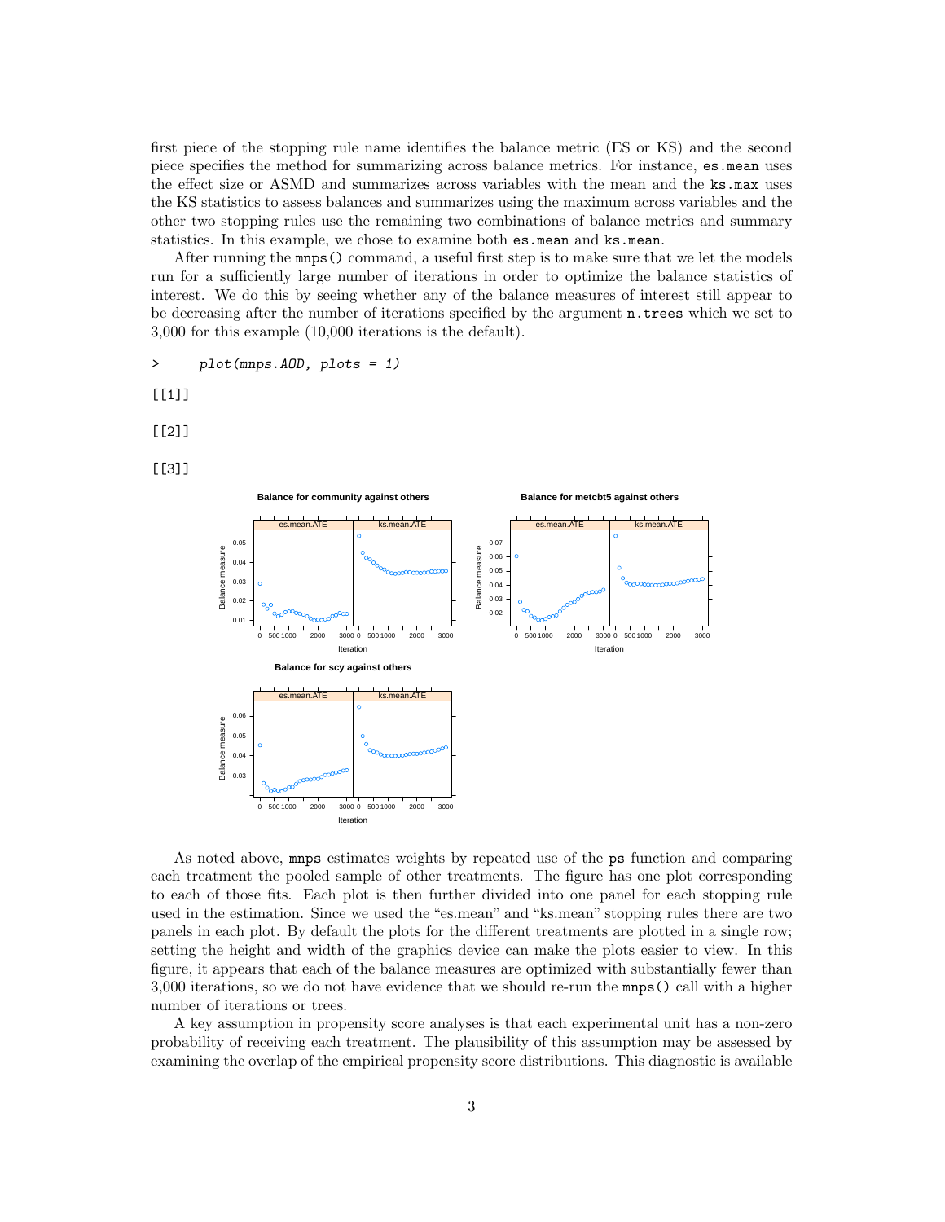first piece of the stopping rule name identifies the balance metric (ES or KS) and the second piece specifies the method for summarizing across balance metrics. For instance, es.mean uses the effect size or ASMD and summarizes across variables with the mean and the ks.max uses the KS statistics to assess balances and summarizes using the maximum across variables and the other two stopping rules use the remaining two combinations of balance metrics and summary statistics. In this example, we chose to examine both es.mean and ks.mean.

After running the mnps() command, a useful first step is to make sure that we let the models run for a sufficiently large number of iterations in order to optimize the balance statistics of interest. We do this by seeing whether any of the balance measures of interest still appear to be decreasing after the number of iterations specified by the argument n.trees which we set to 3,000 for this example (10,000 iterations is the default).

```
>     plot(mnps.AOD, plots = 1)

[[1]]

[[2]]

[[3]]
```

As noted above, mnps estimates weights by repeated use of the ps function and comparing each treatment the pooled sample of other treatments. The figure has one plot corresponding to each of those fits. Each plot is then further divided into one panel for each stopping rule used in the estimation. Since we used the "es.mean" and "ks.mean" stopping rules there are two panels in each plot. By default the plots for the different treatments are plotted in a single row; setting the height and width of the graphics device can make the plots easier to view. In this figure, it appears that each of the balance measures are optimized with substantially fewer than 3,000 iterations, so we do not have evidence that we should re-run the mnps() call with a higher number of iterations or trees.

A key assumption in propensity score analyses is that each experimental unit has a non-zero probability of receiving each treatment. The plausibility of this assumption may be assessed by examining the overlap of the empirical propensity score distributions. This diagnostic is available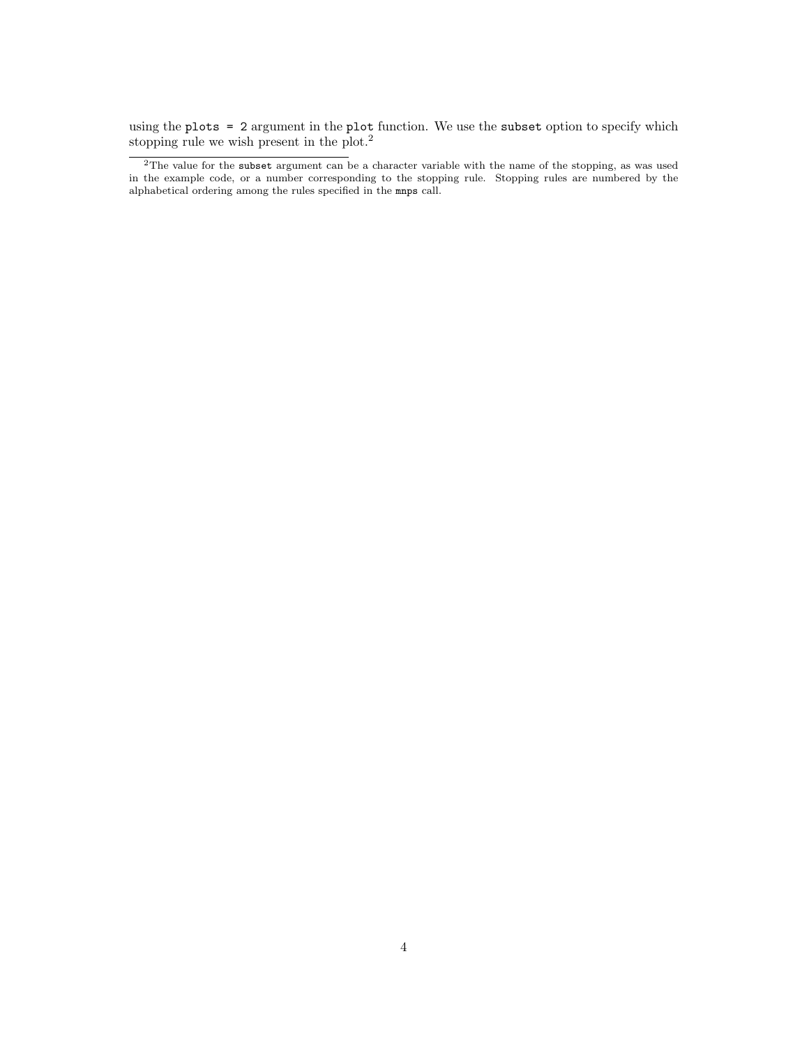using the `plots = 2` argument in the `plot` function. We use the `subset` option to specify which stopping rule we wish present in the plot.[2]

[2] The value for the `subset` argument can be a character variable with the name of the stopping, as was used in the example code, or a number corresponding to the stopping rule. Stopping rules are numbered by the alphabetical ordering among the rules specified in the `mnps` call.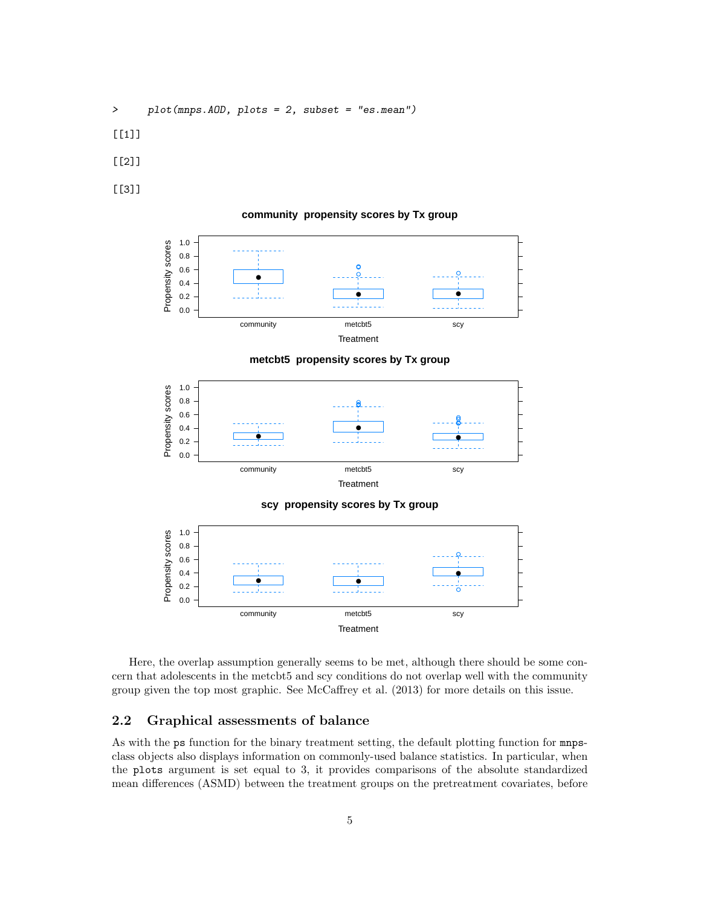```
>     plot(mnps.AOD, plots = 2, subset = "es.mean")

[[1]]

[[2]]

[[3]]
```

Here, the overlap assumption generally seems to be met, although there should be some concern that adolescents in the metcbt5 and scy conditions do not overlap well with the community group given the top most graphic. See McCaffrey et al. (2013) for more details on this issue.

## 2.2 Graphical assessments of balance

As with the `ps` function for the binary treatment setting, the default plotting function for `mnps`-class objects also displays information on commonly-used balance statistics. In particular, when the `plots` argument is set equal to 3, it provides comparisons of the absolute standardized mean differences (ASMD) between the treatment groups on the pretreatment covariates, before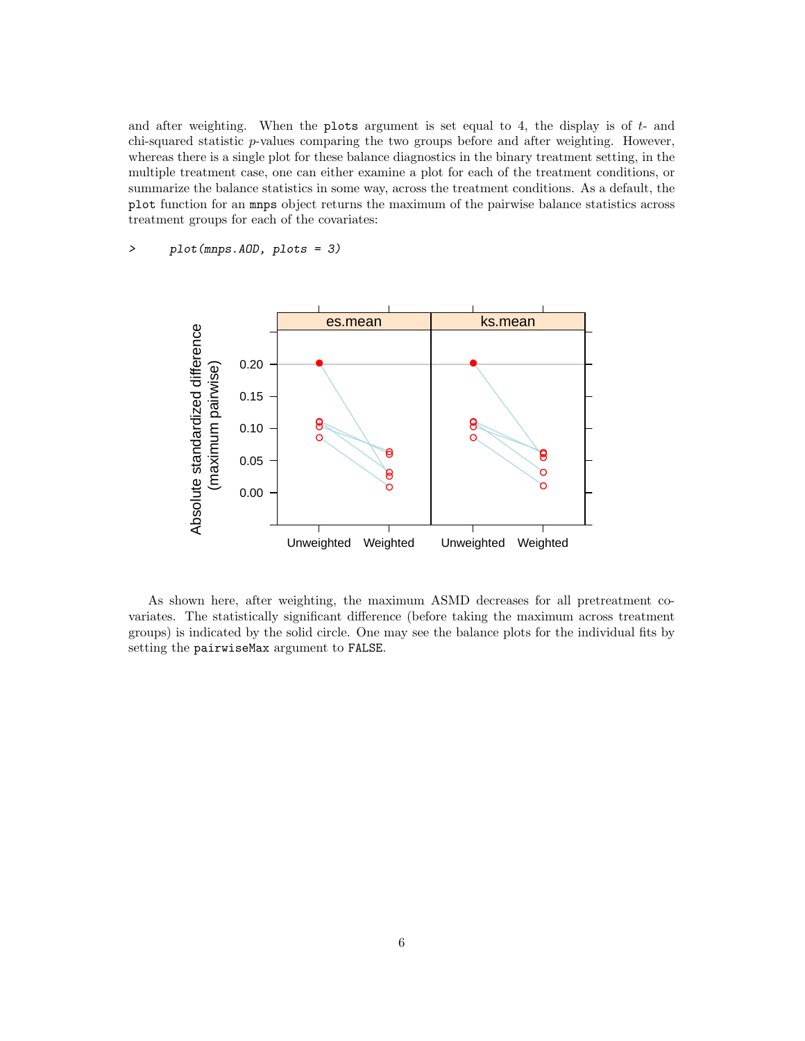and after weighting. When the plots argument is set equal to 4, the display is of $t$- and chi-squared statistic $p$-values comparing the two groups before and after weighting. However, whereas there is a single plot for these balance diagnostics in the binary treatment setting, in the multiple treatment case, one can either examine a plot for each of the treatment conditions, or summarize the balance statistics in some way, across the treatment conditions. As a default, the plot function for an mnps object returns the maximum of the pairwise balance statistics across treatment groups for each of the covariates:

```
>     plot(mnps.AOD, plots = 3)
```

As shown here, after weighting, the maximum ASMD decreases for all pretreatment covariates. The statistically significant difference (before taking the maximum across treatment groups) is indicated by the solid circle. One may see the balance plots for the individual fits by setting the pairwiseMax argument to FALSE.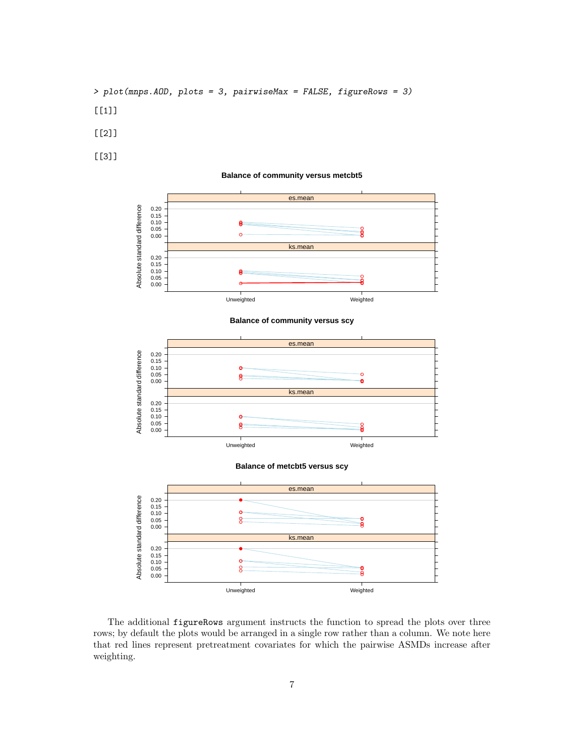```
> plot(mnps.AOD, plots = 3, pairwiseMax = FALSE, figureRows = 3)
[[1]]

[[2]]

[[3]]
```

The additional `figureRows` argument instructs the function to spread the plots over three rows; by default the plots would be arranged in a single row rather than a column. We note here that red lines represent pretreatment covariates for which the pairwise ASMDs increase after weighting.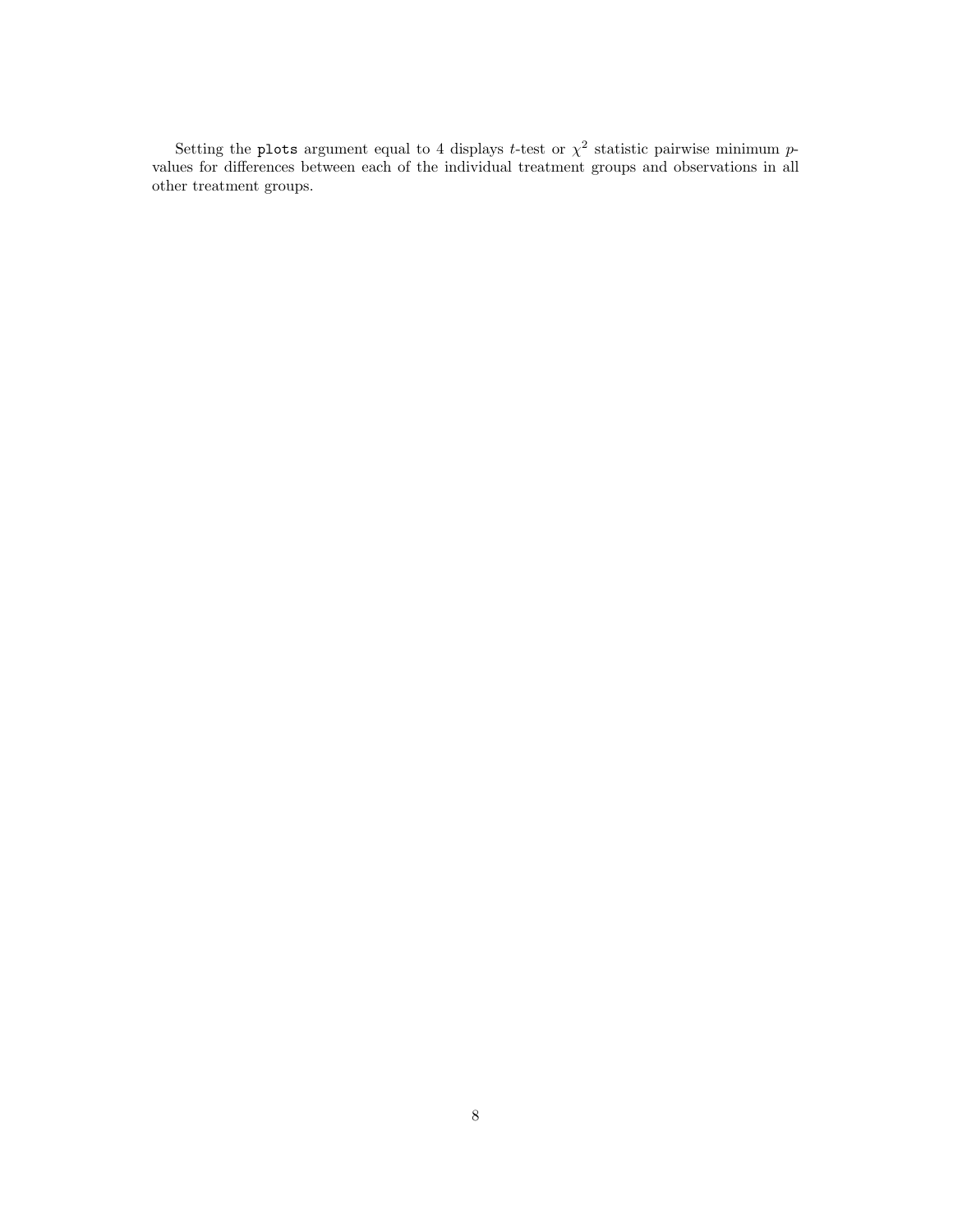Setting the `plots` argument equal to 4 displays $t$-test or $\chi^2$ statistic pairwise minimum $p$-values for differences between each of the individual treatment groups and observations in all other treatment groups.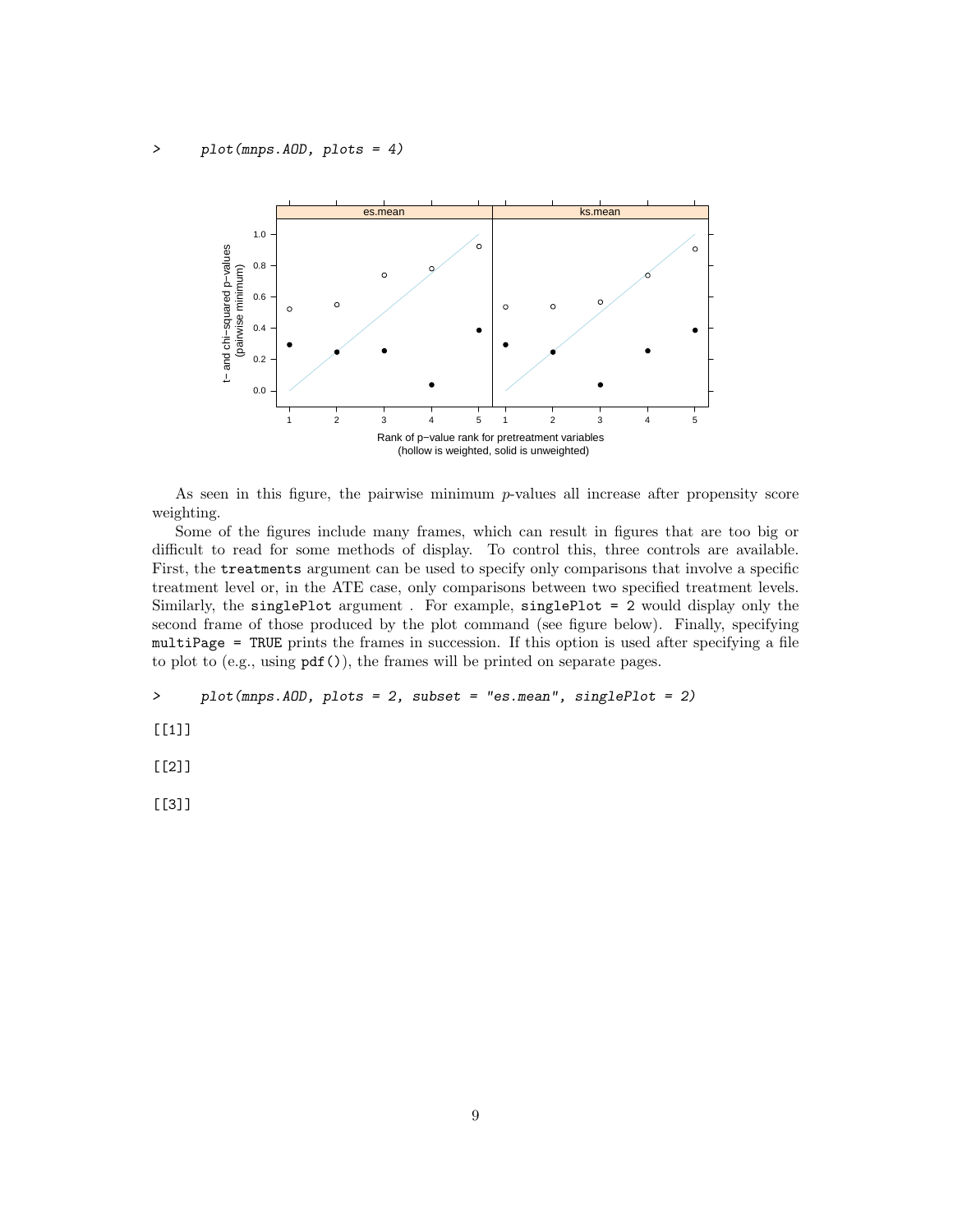```
>     plot(mnps.AOD, plots = 4)
```

As seen in this figure, the pairwise minimum $p$-values all increase after propensity score weighting.

Some of the figures include many frames, which can result in figures that are too big or difficult to read for some methods of display. To control this, three controls are available. First, the `treatments` argument can be used to specify only comparisons that involve a specific treatment level or, in the ATE case, only comparisons between two specified treatment levels. Similarly, the `singlePlot` argument . For example, `singlePlot = 2` would display only the second frame of those produced by the plot command (see figure below). Finally, specifying `multiPage = TRUE` prints the frames in succession. If this option is used after specifying a file to plot to (e.g., using `pdf()`), the frames will be printed on separate pages.

```
>     plot(mnps.AOD, plots = 2, subset = "es.mean", singlePlot = 2)

[[1]]

[[2]]

[[3]]
```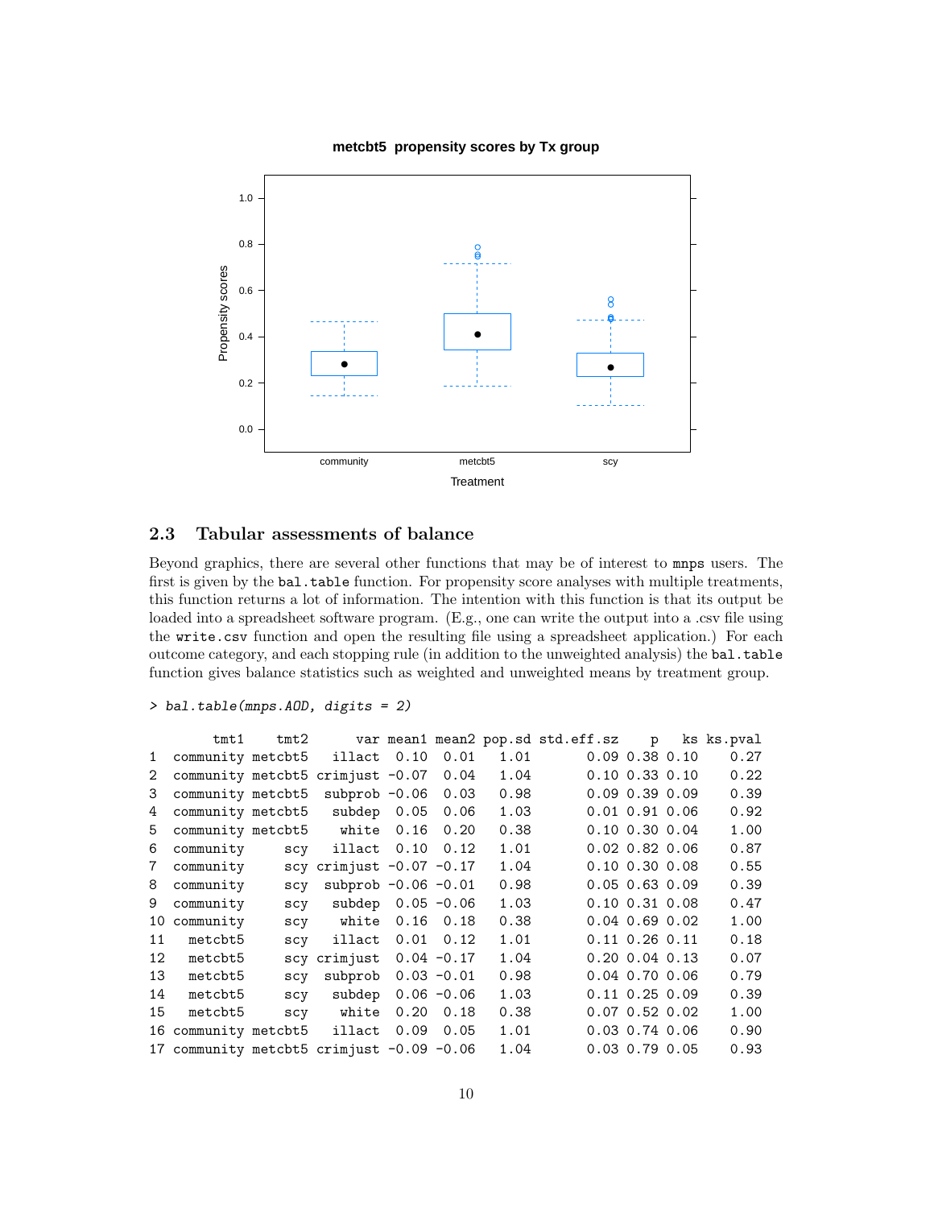## 2.3 Tabular assessments of balance

Beyond graphics, there are several other functions that may be of interest to mnps users. The first is given by the bal.table function. For propensity score analyses with multiple treatments, this function returns a lot of information. The intention with this function is that its output be loaded into a spreadsheet software program. (E.g., one can write the output into a .csv file using the write.csv function and open the resulting file using a spreadsheet application.) For each outcome category, and each stopping rule (in addition to the unweighted analysis) the bal.table function gives balance statistics such as weighted and unweighted means by treatment group.

```
> bal.table(mnps.AOD, digits = 2)

        tmt1    tmt2      var mean1 mean2 pop.sd std.eff.sz    p   ks ks.pval
1  community metcbt5   illact  0.10  0.01   1.01       0.09 0.38 0.10    0.27
2  community metcbt5 crimjust -0.07  0.04   1.04       0.10 0.33 0.10    0.22
3  community metcbt5  subprob -0.06  0.03   0.98       0.09 0.39 0.09    0.39
4  community metcbt5   subdep  0.05  0.06   1.03       0.01 0.91 0.06    0.92
5  community metcbt5    white  0.16  0.20   0.38       0.10 0.30 0.04    1.00
6  community     scy   illact  0.10  0.12   1.01       0.02 0.82 0.06    0.87
7  community     scy crimjust -0.07 -0.17   1.04       0.10 0.30 0.08    0.55
8  community     scy  subprob -0.06 -0.01   0.98       0.05 0.63 0.09    0.39
9  community     scy   subdep  0.05 -0.06   1.03       0.10 0.31 0.08    0.47
10 community     scy    white  0.16  0.18   0.38       0.04 0.69 0.02    1.00
11   metcbt5     scy   illact  0.01  0.12   1.01       0.11 0.26 0.11    0.18
12   metcbt5     scy crimjust  0.04 -0.17   1.04       0.20 0.04 0.13    0.07
13   metcbt5     scy  subprob  0.03 -0.01   0.98       0.04 0.70 0.06    0.79
14   metcbt5     scy   subdep  0.06 -0.06   1.03       0.11 0.25 0.09    0.39
15   metcbt5     scy    white  0.20  0.18   0.38       0.07 0.52 0.02    1.00
16 community metcbt5   illact  0.09  0.05   1.01       0.03 0.74 0.06    0.90
17 community metcbt5 crimjust -0.09 -0.06   1.04       0.03 0.79 0.05    0.93
```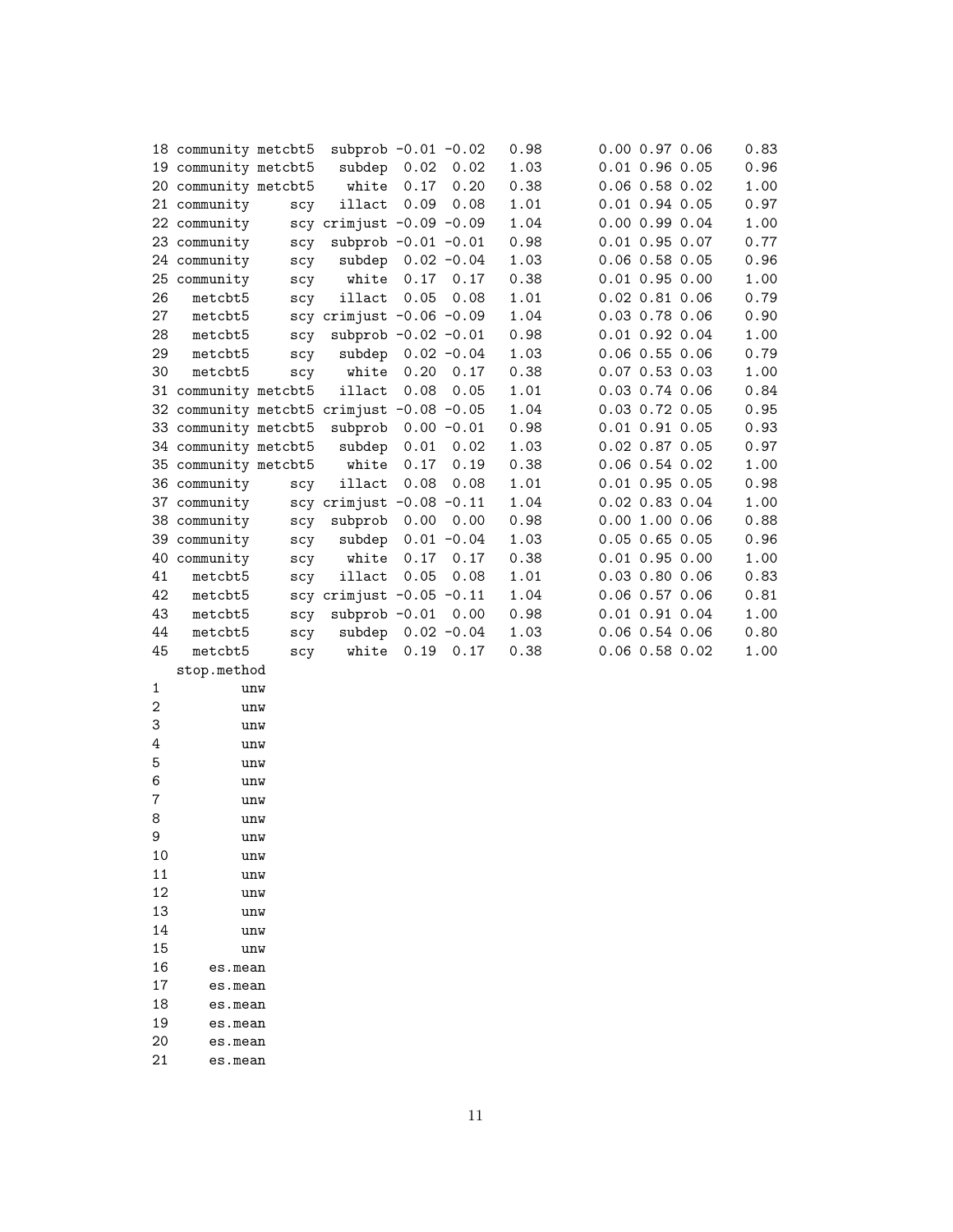```
18 community metcbt5  subprob -0.01 -0.02   0.98       0.00 0.97 0.06    0.83
19 community metcbt5   subdep  0.02  0.02   1.03       0.01 0.96 0.05    0.96
20 community metcbt5    white  0.17  0.20   0.38       0.06 0.58 0.02    1.00
21 community     scy   illact  0.09  0.08   1.01       0.01 0.94 0.05    0.97
22 community     scy crimjust -0.09 -0.09   1.04       0.00 0.99 0.04    1.00
23 community     scy  subprob -0.01 -0.01   0.98       0.01 0.95 0.07    0.77
24 community     scy   subdep  0.02 -0.04   1.03       0.06 0.58 0.05    0.96
25 community     scy    white  0.17  0.17   0.38       0.01 0.95 0.00    1.00
26   metcbt5     scy   illact  0.05  0.08   1.01       0.02 0.81 0.06    0.79
27   metcbt5     scy crimjust -0.06 -0.09   1.04       0.03 0.78 0.06    0.90
28   metcbt5     scy  subprob -0.02 -0.01   0.98       0.01 0.92 0.04    1.00
29   metcbt5     scy   subdep  0.02 -0.04   1.03       0.06 0.55 0.06    0.79
30   metcbt5     scy    white  0.20  0.17   0.38       0.07 0.53 0.03    1.00
31 community metcbt5   illact  0.08  0.05   1.01       0.03 0.74 0.06    0.84
32 community metcbt5 crimjust -0.08 -0.05   1.04       0.03 0.72 0.05    0.95
33 community metcbt5  subprob  0.00 -0.01   0.98       0.01 0.91 0.05    0.93
34 community metcbt5   subdep  0.01  0.02   1.03       0.02 0.87 0.05    0.97
35 community metcbt5    white  0.17  0.19   0.38       0.06 0.54 0.02    1.00
36 community     scy   illact  0.08  0.08   1.01       0.01 0.95 0.05    0.98
37 community     scy crimjust -0.08 -0.11   1.04       0.02 0.83 0.04    1.00
38 community     scy  subprob  0.00  0.00   0.98       0.00 1.00 0.06    0.88
39 community     scy   subdep  0.01 -0.04   1.03       0.05 0.65 0.05    0.96
40 community     scy    white  0.17  0.17   0.38       0.01 0.95 0.00    1.00
41   metcbt5     scy   illact  0.05  0.08   1.01       0.03 0.80 0.06    0.83
42   metcbt5     scy crimjust -0.05 -0.11   1.04       0.06 0.57 0.06    0.81
43   metcbt5     scy  subprob -0.01  0.00   0.98       0.01 0.91 0.04    1.00
44   metcbt5     scy   subdep  0.02 -0.04   1.03       0.06 0.54 0.06    0.80
45   metcbt5     scy    white  0.19  0.17   0.38       0.06 0.58 0.02    1.00
   stop.method
1          unw
2          unw
3          unw
4          unw
5          unw
6          unw
7          unw
8          unw
9          unw
10         unw
11         unw
12         unw
13         unw
14         unw
15         unw
16     es.mean
17     es.mean
18     es.mean
19     es.mean
20     es.mean
21     es.mean
```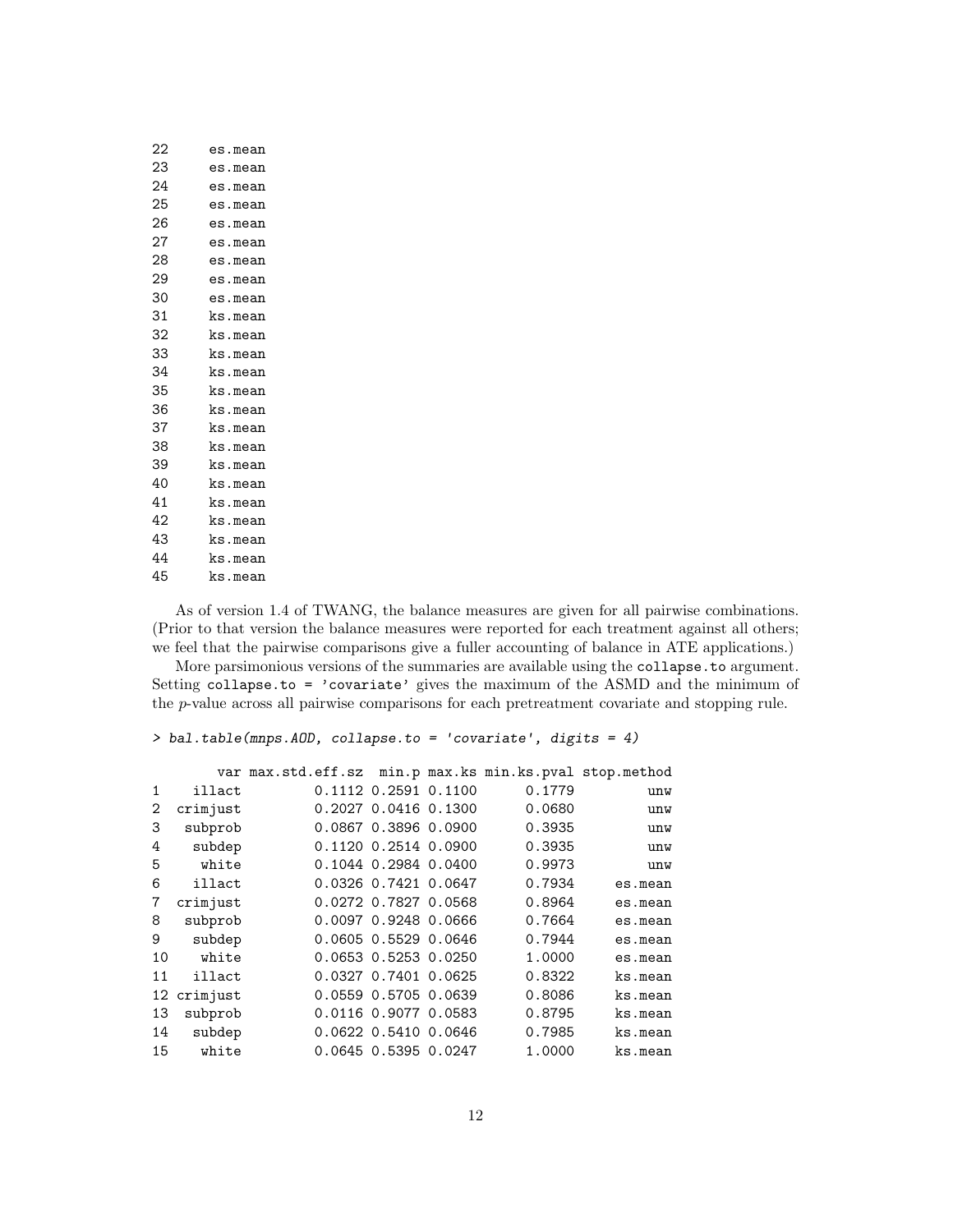```
22     es.mean
23     es.mean
24     es.mean
25     es.mean
26     es.mean
27     es.mean
28     es.mean
29     es.mean
30     es.mean
31     ks.mean
32     ks.mean
33     ks.mean
34     ks.mean
35     ks.mean
36     ks.mean
37     ks.mean
38     ks.mean
39     ks.mean
40     ks.mean
41     ks.mean
42     ks.mean
43     ks.mean
44     ks.mean
45     ks.mean
```

As of version 1.4 of TWANG, the balance measures are given for all pairwise combinations. (Prior to that version the balance measures were reported for each treatment against all others; we feel that the pairwise comparisons give a fuller accounting of balance in ATE applications.)

More parsimonious versions of the summaries are available using the `collapse.to` argument. Setting `collapse.to = 'covariate'` gives the maximum of the ASMD and the minimum of the $p$-value across all pairwise comparisons for each pretreatment covariate and stopping rule.

```
> bal.table(mnps.AOD, collapse.to = 'covariate', digits = 4)

        var max.std.eff.sz  min.p max.ks min.ks.pval stop.method
1    illact         0.1112 0.2591 0.1100      0.1779         unw
2  crimjust         0.2027 0.0416 0.1300      0.0680         unw
3   subprob         0.0867 0.3896 0.0900      0.3935         unw
4    subdep         0.1120 0.2514 0.0900      0.3935         unw
5     white         0.1044 0.2984 0.0400      0.9973         unw
6    illact         0.0326 0.7421 0.0647      0.7934     es.mean
7  crimjust         0.0272 0.7827 0.0568      0.8964     es.mean
8   subprob         0.0097 0.9248 0.0666      0.7664     es.mean
9    subdep         0.0605 0.5529 0.0646      0.7944     es.mean
10    white         0.0653 0.5253 0.0250      1.0000     es.mean
11   illact         0.0327 0.7401 0.0625      0.8322     ks.mean
12 crimjust         0.0559 0.5705 0.0639      0.8086     ks.mean
13  subprob         0.0116 0.9077 0.0583      0.8795     ks.mean
14   subdep         0.0622 0.5410 0.0646      0.7985     ks.mean
15    white         0.0645 0.5395 0.0247      1.0000     ks.mean
```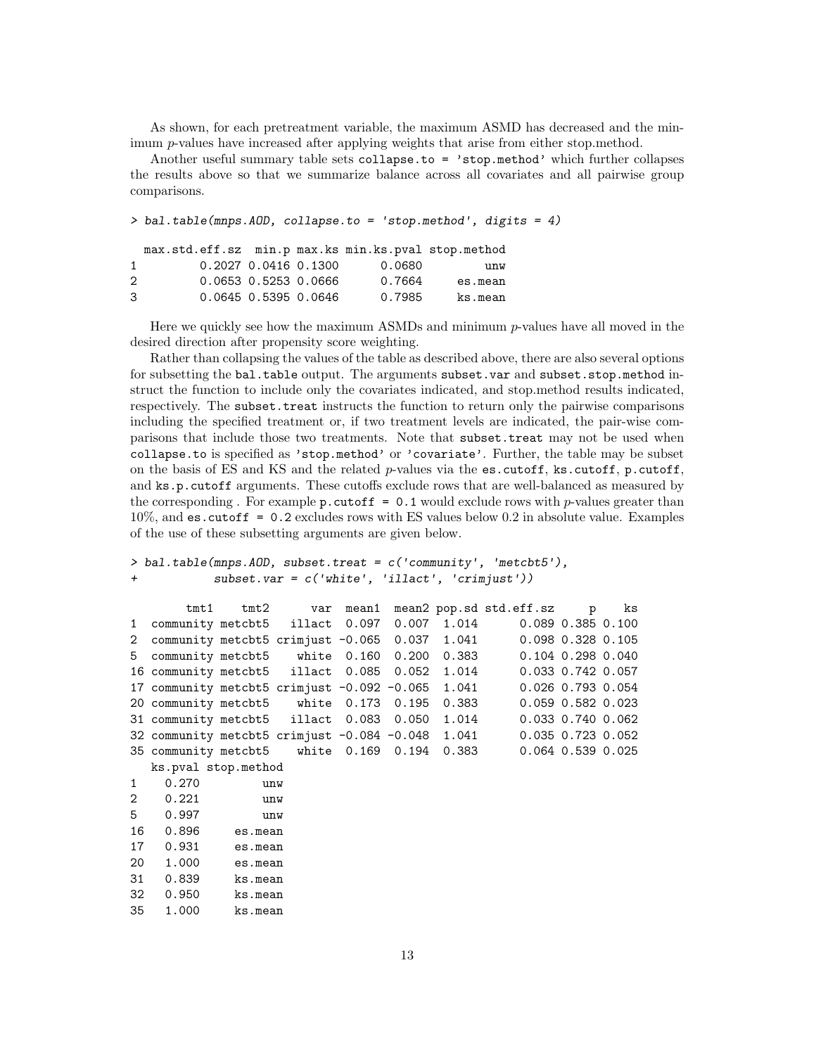As shown, for each pretreatment variable, the maximum ASMD has decreased and the minimum $p$-values have increased after applying weights that arise from either stop.method.

Another useful summary table sets `collapse.to = 'stop.method'` which further collapses the results above so that we summarize balance across all covariates and all pairwise group comparisons.

```
> bal.table(mnps.AOD, collapse.to = 'stop.method', digits = 4)

  max.std.eff.sz  min.p max.ks min.ks.pval stop.method
1         0.2027 0.0416 0.1300      0.0680         unw
2         0.0653 0.5253 0.0666      0.7664     es.mean
3         0.0645 0.5395 0.0646      0.7985     ks.mean
```

Here we quickly see how the maximum ASMDs and minimum $p$-values have all moved in the desired direction after propensity score weighting.

Rather than collapsing the values of the table as described above, there are also several options for subsetting the `bal.table` output. The arguments `subset.var` and `subset.stop.method` instruct the function to include only the covariates indicated, and stop.method results indicated, respectively. The `subset.treat` instructs the function to return only the pairwise comparisons including the specified treatment or, if two treatment levels are indicated, the pair-wise comparisons that include those two treatments. Note that `subset.treat` may not be used when `collapse.to` is specified as `'stop.method'` or `'covariate'`. Further, the table may be subset on the basis of ES and KS and the related $p$-values via the `es.cutoff`, `ks.cutoff`, `p.cutoff`, and `ks.p.cutoff` arguments. These cutoffs exclude rows that are well-balanced as measured by the corresponding . For example `p.cutoff = 0.1` would exclude rows with $p$-values greater than 10%, and `es.cutoff = 0.2` excludes rows with ES values below 0.2 in absolute value. Examples of the use of these subsetting arguments are given below.

```
> bal.table(mnps.AOD, subset.treat = c('community', 'metcbt5'),
+           subset.var = c('white', 'illact', 'crimjust'))

        tmt1    tmt2      var  mean1  mean2 pop.sd std.eff.sz     p    ks
1  community metcbt5   illact  0.097  0.007  1.014      0.089 0.385 0.100
2  community metcbt5 crimjust -0.065  0.037  1.041      0.098 0.328 0.105
5  community metcbt5    white  0.160  0.200  0.383      0.104 0.298 0.040
16 community metcbt5   illact  0.085  0.052  1.014      0.033 0.742 0.057
17 community metcbt5 crimjust -0.092 -0.065  1.041      0.026 0.793 0.054
20 community metcbt5    white  0.173  0.195  0.383      0.059 0.582 0.023
31 community metcbt5   illact  0.083  0.050  1.014      0.033 0.740 0.062
32 community metcbt5 crimjust -0.084 -0.048  1.041      0.035 0.723 0.052
35 community metcbt5    white  0.169  0.194  0.383      0.064 0.539 0.025
   ks.pval stop.method
1    0.270         unw
2    0.221         unw
5    0.997         unw
16   0.896     es.mean
17   0.931     es.mean
20   1.000     es.mean
31   0.839     ks.mean
32   0.950     ks.mean
35   1.000     ks.mean
```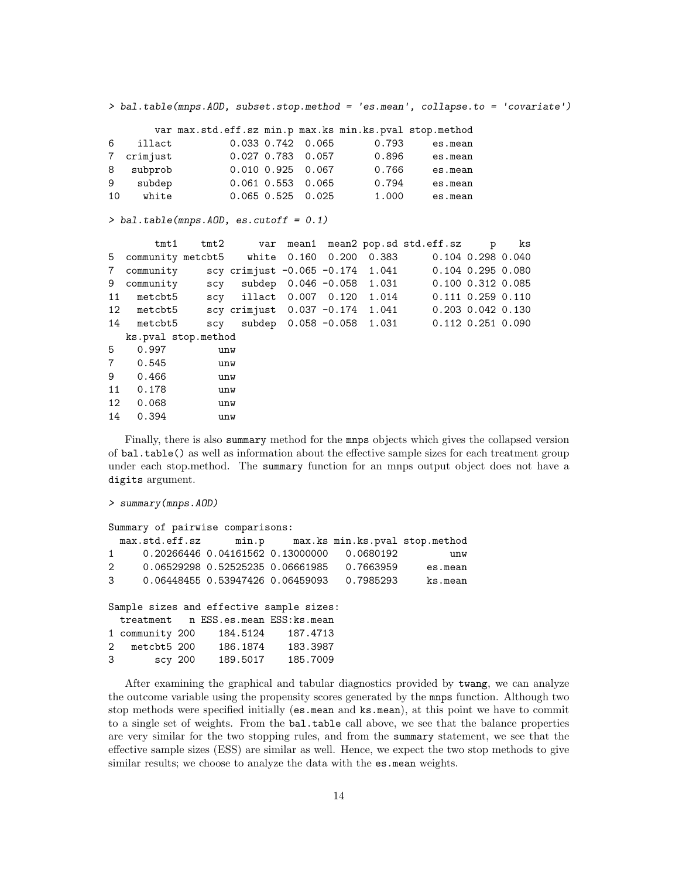```
> bal.table(mnps.AOD, subset.stop.method = 'es.mean', collapse.to = 'covariate')

        var max.std.eff.sz min.p max.ks min.ks.pval stop.method
6    illact          0.033 0.742  0.065       0.793     es.mean
7  crimjust          0.027 0.783  0.057       0.896     es.mean
8   subprob          0.010 0.925  0.067       0.766     es.mean
9    subdep          0.061 0.553  0.065       0.794     es.mean
10    white          0.065 0.525  0.025       1.000     es.mean
```

```
> bal.table(mnps.AOD, es.cutoff = 0.1)

        tmt1    tmt2      var  mean1  mean2 pop.sd std.eff.sz     p    ks
5  community metcbt5    white  0.160  0.200  0.383      0.104 0.298 0.040
7  community     scy crimjust -0.065 -0.174  1.041      0.104 0.295 0.080
9  community     scy   subdep  0.046 -0.058  1.031      0.100 0.312 0.085
11   metcbt5     scy   illact  0.007  0.120  1.014      0.111 0.259 0.110
12   metcbt5     scy crimjust  0.037 -0.174  1.041      0.203 0.042 0.130
14   metcbt5     scy   subdep  0.058 -0.058  1.031      0.112 0.251 0.090
   ks.pval stop.method
5    0.997         unw
7    0.545         unw
9    0.466         unw
11   0.178         unw
12   0.068         unw
14   0.394         unw
```

Finally, there is also `summary` method for the `mnps` objects which gives the collapsed version of `bal.table()` as well as information about the effective sample sizes for each treatment group under each stop.method. The `summary` function for an mnps output object does not have a `digits` argument.

```
> summary(mnps.AOD)

Summary of pairwise comparisons:
  max.std.eff.sz      min.p     max.ks min.ks.pval stop.method
1     0.20266446 0.04161562 0.13000000   0.0680192         unw
2     0.06529298 0.52525235 0.06661985   0.7663959     es.mean
3     0.06448455 0.53947426 0.06459093   0.7985293     ks.mean

Sample sizes and effective sample sizes:
  treatment   n ESS.es.mean ESS:ks.mean
1 community 200    184.5124    187.4713
2   metcbt5 200    186.1874    183.3987
3       scy 200    189.5017    185.7009
```

After examining the graphical and tabular diagnostics provided by `twang`, we can analyze the outcome variable using the propensity scores generated by the `mnps` function. Although two stop methods were specified initially (`es.mean` and `ks.mean`), at this point we have to commit to a single set of weights. From the `bal.table` call above, we see that the balance properties are very similar for the two stopping rules, and from the `summary` statement, we see that the effective sample sizes (ESS) are similar as well. Hence, we expect the two stop methods to give similar results; we choose to analyze the data with the `es.mean` weights.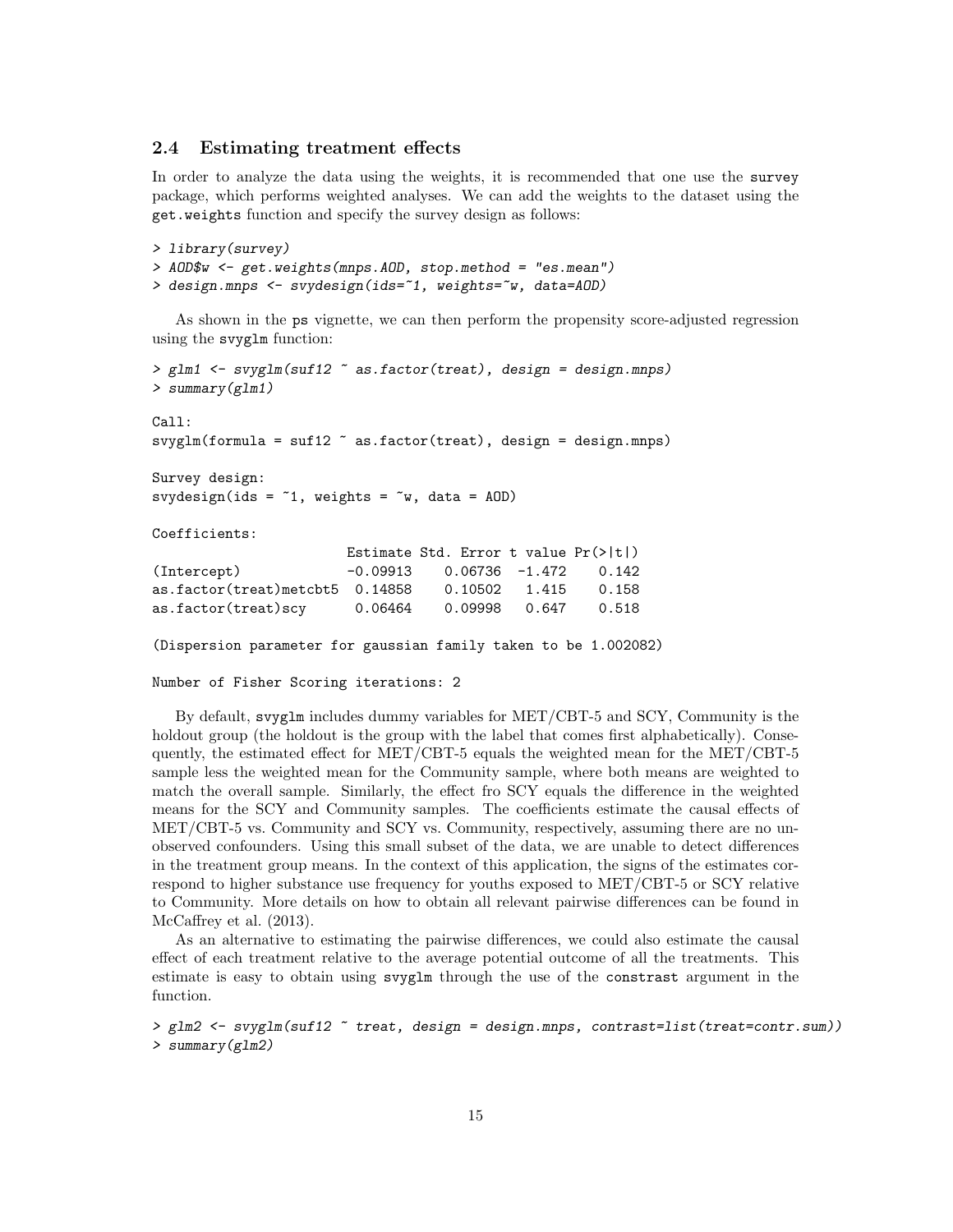### 2.4 Estimating treatment effects

In order to analyze the data using the weights, it is recommended that one use the survey package, which performs weighted analyses. We can add the weights to the dataset using the get.weights function and specify the survey design as follows:

```
> library(survey)
> AOD$w <- get.weights(mnps.AOD, stop.method = "es.mean")
> design.mnps <- svydesign(ids=~1, weights=~w, data=AOD)
```

As shown in the ps vignette, we can then perform the propensity score-adjusted regression using the svyglm function:

```
> glm1 <- svyglm(suf12 ~ as.factor(treat), design = design.mnps)
> summary(glm1)

Call:
svyglm(formula = suf12 ~ as.factor(treat), design = design.mnps)

Survey design:
svydesign(ids = ~1, weights = ~w, data = AOD)

Coefficients:
                        Estimate Std. Error t value Pr(>|t|)
(Intercept)             -0.09913    0.06736  -1.472    0.142
as.factor(treat)metcbt5  0.14858    0.10502   1.415    0.158
as.factor(treat)scy      0.06464    0.09998   0.647    0.518

(Dispersion parameter for gaussian family taken to be 1.002082)

Number of Fisher Scoring iterations: 2
```

By default, svyglm includes dummy variables for MET/CBT-5 and SCY, Community is the holdout group (the holdout is the group with the label that comes first alphabetically). Consequently, the estimated effect for MET/CBT-5 equals the weighted mean for the MET/CBT-5 sample less the weighted mean for the Community sample, where both means are weighted to match the overall sample. Similarly, the effect fro SCY equals the difference in the weighted means for the SCY and Community samples. The coefficients estimate the causal effects of MET/CBT-5 vs. Community and SCY vs. Community, respectively, assuming there are no unobserved confounders. Using this small subset of the data, we are unable to detect differences in the treatment group means. In the context of this application, the signs of the estimates correspond to higher substance use frequency for youths exposed to MET/CBT-5 or SCY relative to Community. More details on how to obtain all relevant pairwise differences can be found in McCaffrey et al. (2013).

As an alternative to estimating the pairwise differences, we could also estimate the causal effect of each treatment relative to the average potential outcome of all the treatments. This estimate is easy to obtain using svyglm through the use of the constrast argument in the function.

```
> glm2 <- svyglm(suf12 ~ treat, design = design.mnps, contrast=list(treat=contr.sum))
> summary(glm2)
```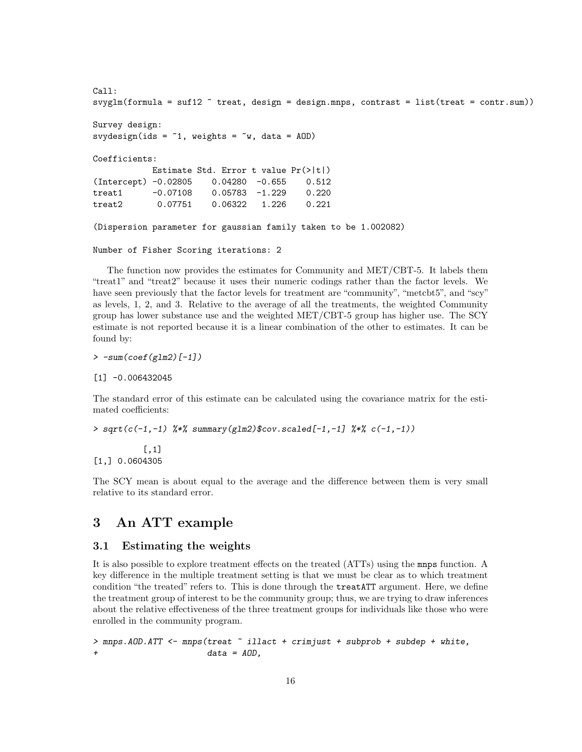```
Call:
svyglm(formula = suf12 ~ treat, design = design.mnps, contrast = list(treat = contr.sum))

Survey design:
svydesign(ids = ~1, weights = ~w, data = AOD)

Coefficients:
            Estimate Std. Error t value Pr(>|t|)
(Intercept) -0.02805    0.04280  -0.655    0.512
treat1      -0.07108    0.05783  -1.229    0.220
treat2       0.07751    0.06322   1.226    0.221

(Dispersion parameter for gaussian family taken to be 1.002082)

Number of Fisher Scoring iterations: 2
```

The function now provides the estimates for Community and MET/CBT-5. It labels them "treat1" and "treat2" because it uses their numeric codings rather than the factor levels. We have seen previously that the factor levels for treatment are "community", "metcbt5", and "scy" as levels, 1, 2, and 3. Relative to the average of all the treatments, the weighted Community group has lower substance use and the weighted MET/CBT-5 group has higher use. The SCY estimate is not reported because it is a linear combination of the other to estimates. It can be found by:

```
> -sum(coef(glm2)[-1])

[1] -0.006432045
```

The standard error of this estimate can be calculated using the covariance matrix for the estimated coefficients:

```
> sqrt(c(-1,-1) %*% summary(glm2)$cov.scaled[-1,-1] %*% c(-1,-1))

          [,1]
[1,] 0.0604305
```

The SCY mean is about equal to the average and the difference between them is very small relative to its standard error.

## 3 An ATT example

### 3.1 Estimating the weights

It is also possible to explore treatment effects on the treated (ATTs) using the `mnps` function. A key difference in the multiple treatment setting is that we must be clear as to which treatment condition "the treated" refers to. This is done through the `treatATT` argument. Here, we define the treatment group of interest to be the community group; thus, we are trying to draw inferences about the relative effectiveness of the three treatment groups for individuals like those who were enrolled in the community program.

```
> mnps.AOD.ATT <- mnps(treat ~ illact + crimjust + subprob + subdep + white,
+                      data = AOD,
```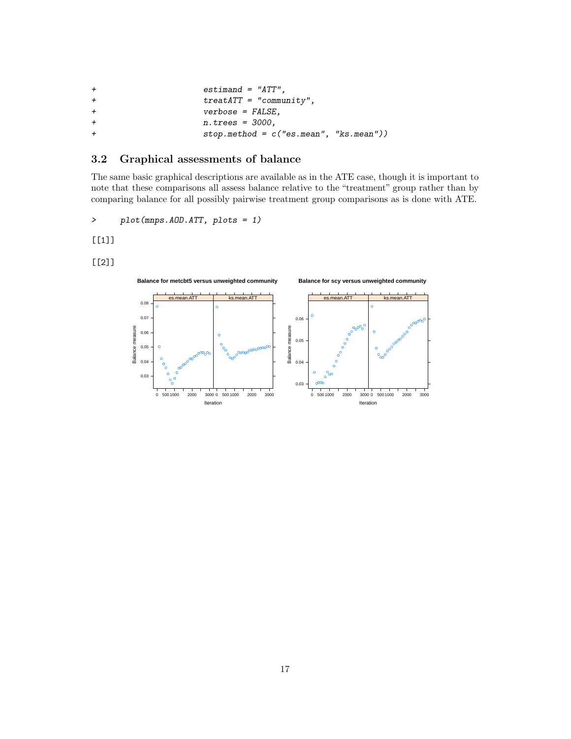```
+                    estimand = "ATT",
+                    treatATT = "community",
+                    verbose = FALSE,
+                    n.trees = 3000,
+                    stop.method = c("es.mean", "ks.mean"))
```

## 3.2 Graphical assessments of balance

The same basic graphical descriptions are available as in the ATE case, though it is important to note that these comparisons all assess balance relative to the “treatment” group rather than by comparing balance for all possibly pairwise treatment group comparisons as is done with ATE.

```
>     plot(mnps.AOD.ATT, plots = 1)
```

[[1]]

[[2]]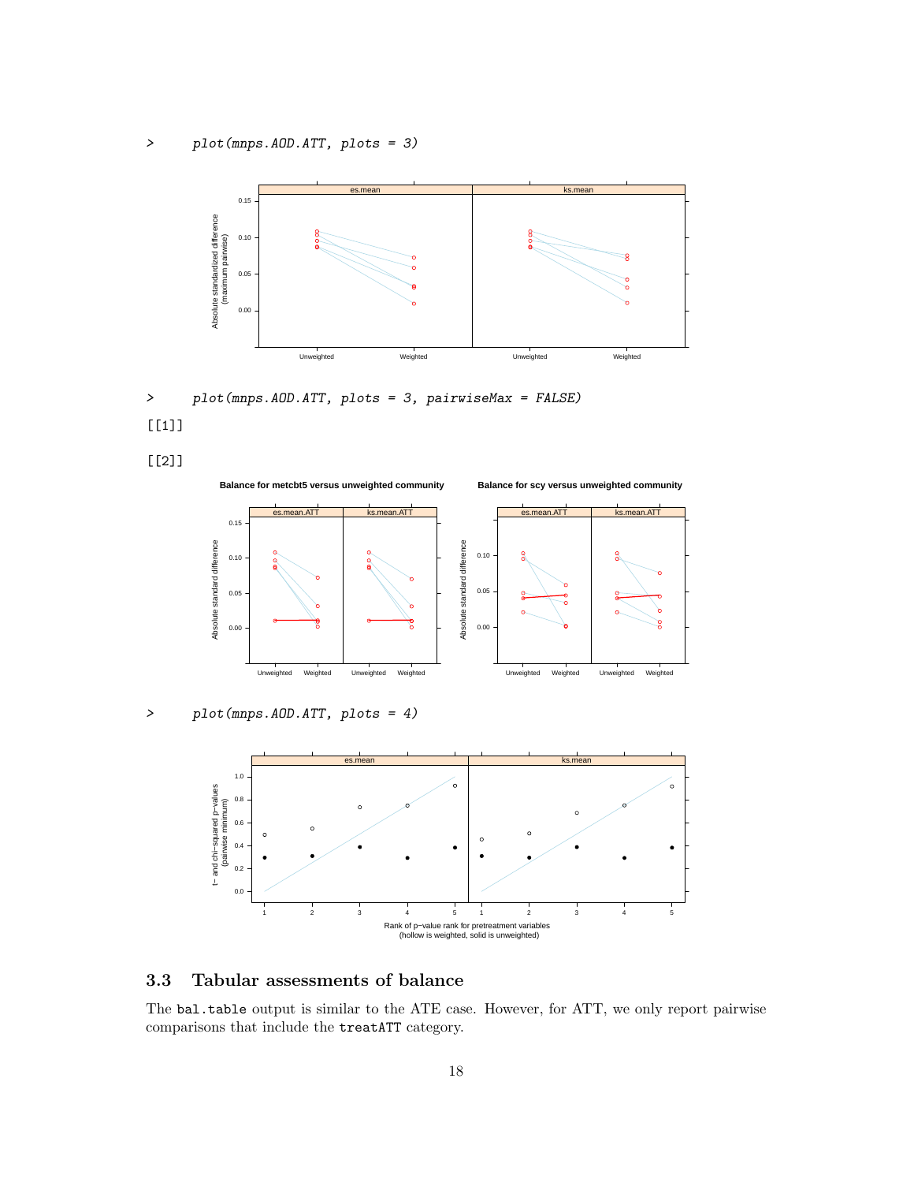```
>     plot(mnps.AOD.ATT, plots = 3)
```

```
>     plot(mnps.AOD.ATT, plots = 3, pairwiseMax = FALSE)
[[1]]

[[2]]
```

```
>     plot(mnps.AOD.ATT, plots = 4)
```

### 3.3 Tabular assessments of balance

The `bal.table` output is similar to the ATE case. However, for ATT, we only report pairwise comparisons that include the `treatATT` category.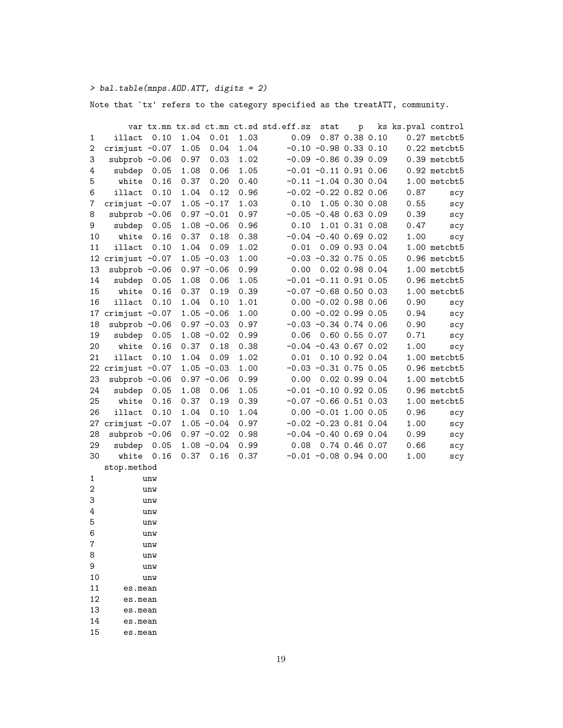```
> bal.table(mnps.AOD.ATT, digits = 2)
```

Note that `tx' refers to the category specified as the treatATT, community.

```
       var tx.mn tx.sd ct.mn ct.sd std.eff.sz  stat    p   ks ks.pval control
1   illact  0.10  1.04  0.01  1.03       0.09  0.87 0.38 0.10    0.27 metcbt5
2  crimjust -0.07  1.05  0.04  1.04      -0.10 -0.98 0.33 0.10    0.22 metcbt5
3   subprob -0.06  0.97  0.03  1.02      -0.09 -0.86 0.39 0.09    0.39 metcbt5
4    subdep  0.05  1.08  0.06  1.05      -0.01 -0.11 0.91 0.06    0.92 metcbt5
5     white  0.16  0.37  0.20  0.40      -0.11 -1.04 0.30 0.04    1.00 metcbt5
6    illact  0.10  1.04  0.12  0.96      -0.02 -0.22 0.82 0.06    0.87     scy
7  crimjust -0.07  1.05 -0.17  1.03       0.10  1.05 0.30 0.08    0.55     scy
8   subprob -0.06  0.97 -0.01  0.97      -0.05 -0.48 0.63 0.09    0.39     scy
9    subdep  0.05  1.08 -0.06  0.96       0.10  1.01 0.31 0.08    0.47     scy
10    white  0.16  0.37  0.18  0.38      -0.04 -0.40 0.69 0.02    1.00     scy
11   illact  0.10  1.04  0.09  1.02       0.01  0.09 0.93 0.04    1.00 metcbt5
12 crimjust -0.07  1.05 -0.03  1.00      -0.03 -0.32 0.75 0.05    0.96 metcbt5
13  subprob -0.06  0.97 -0.06  0.99       0.00  0.02 0.98 0.04    1.00 metcbt5
14   subdep  0.05  1.08  0.06  1.05      -0.01 -0.11 0.91 0.05    0.96 metcbt5
15    white  0.16  0.37  0.19  0.39      -0.07 -0.68 0.50 0.03    1.00 metcbt5
16   illact  0.10  1.04  0.10  1.01       0.00 -0.02 0.98 0.06    0.90     scy
17 crimjust -0.07  1.05 -0.06  1.00       0.00 -0.02 0.99 0.05    0.94     scy
18  subprob -0.06  0.97 -0.03  0.97      -0.03 -0.34 0.74 0.06    0.90     scy
19   subdep  0.05  1.08 -0.02  0.99       0.06  0.60 0.55 0.07    0.71     scy
20    white  0.16  0.37  0.18  0.38      -0.04 -0.43 0.67 0.02    1.00     scy
21   illact  0.10  1.04  0.09  1.02       0.01  0.10 0.92 0.04    1.00 metcbt5
22 crimjust -0.07  1.05 -0.03  1.00      -0.03 -0.31 0.75 0.05    0.96 metcbt5
23  subprob -0.06  0.97 -0.06  0.99       0.00  0.02 0.99 0.04    1.00 metcbt5
24   subdep  0.05  1.08  0.06  1.05      -0.01 -0.10 0.92 0.05    0.96 metcbt5
25    white  0.16  0.37  0.19  0.39      -0.07 -0.66 0.51 0.03    1.00 metcbt5
26   illact  0.10  1.04  0.10  1.04       0.00 -0.01 1.00 0.05    0.96     scy
27 crimjust -0.07  1.05 -0.04  0.97      -0.02 -0.23 0.81 0.04    1.00     scy
28  subprob -0.06  0.97 -0.02  0.98      -0.04 -0.40 0.69 0.04    0.99     scy
29   subdep  0.05  1.08 -0.04  0.99       0.08  0.74 0.46 0.07    0.66     scy
30    white  0.16  0.37  0.16  0.37      -0.01 -0.08 0.94 0.00    1.00     scy
   stop.method
1          unw
2          unw
3          unw
4          unw
5          unw
6          unw
7          unw
8          unw
9          unw
10         unw
11     es.mean
12     es.mean
13     es.mean
14     es.mean
15     es.mean
```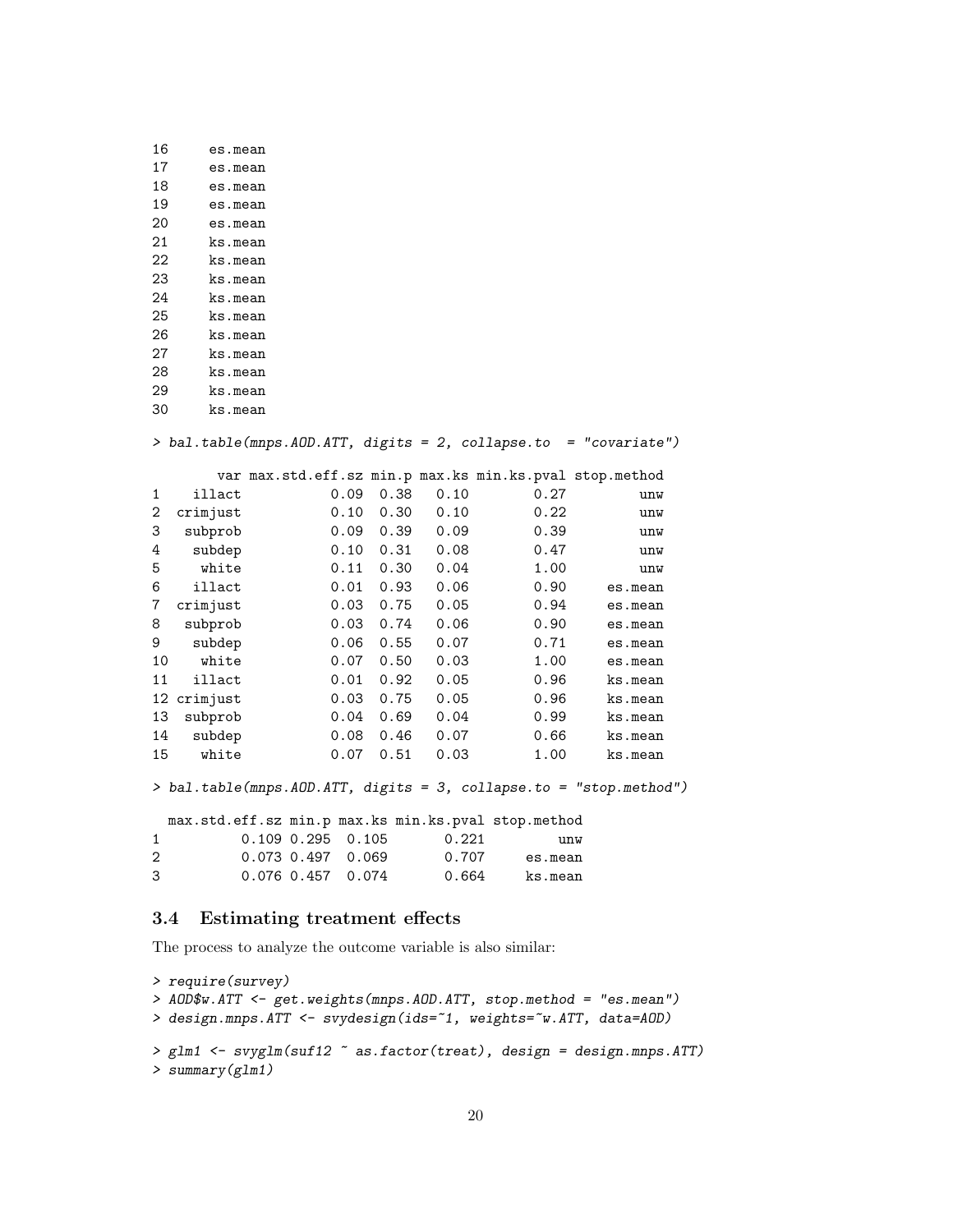```
16     es.mean
17     es.mean
18     es.mean
19     es.mean
20     es.mean
21     ks.mean
22     ks.mean
23     ks.mean
24     ks.mean
25     ks.mean
26     ks.mean
27     ks.mean
28     ks.mean
29     ks.mean
30     ks.mean
```

```
> bal.table(mnps.AOD.ATT, digits = 2, collapse.to  = "covariate")
```

```
        var max.std.eff.sz min.p max.ks min.ks.pval stop.method
1    illact           0.09  0.38   0.10        0.27         unw
2  crimjust           0.10  0.30   0.10        0.22         unw
3   subprob           0.09  0.39   0.09        0.39         unw
4    subdep           0.10  0.31   0.08        0.47         unw
5     white           0.11  0.30   0.04        1.00         unw
6    illact           0.01  0.93   0.06        0.90     es.mean
7  crimjust           0.03  0.75   0.05        0.94     es.mean
8   subprob           0.03  0.74   0.06        0.90     es.mean
9    subdep           0.06  0.55   0.07        0.71     es.mean
10    white           0.07  0.50   0.03        1.00     es.mean
11   illact           0.01  0.92   0.05        0.96     ks.mean
12 crimjust           0.03  0.75   0.05        0.96     ks.mean
13  subprob           0.04  0.69   0.04        0.99     ks.mean
14   subdep           0.08  0.46   0.07        0.66     ks.mean
15    white           0.07  0.51   0.03        1.00     ks.mean
```

```
> bal.table(mnps.AOD.ATT, digits = 3, collapse.to = "stop.method")
```

```
  max.std.eff.sz min.p max.ks min.ks.pval stop.method
1          0.109 0.295  0.105       0.221         unw
2          0.073 0.497  0.069       0.707     es.mean
3          0.076 0.457  0.074       0.664     ks.mean
```

### 3.4 Estimating treatment effects

The process to analyze the outcome variable is also similar:

```
> require(survey)
> AOD$w.ATT <- get.weights(mnps.AOD.ATT, stop.method = "es.mean")
> design.mnps.ATT <- svydesign(ids=~1, weights=~w.ATT, data=AOD)
```

```
> glm1 <- svyglm(suf12 ~ as.factor(treat), design = design.mnps.ATT)
> summary(glm1)
```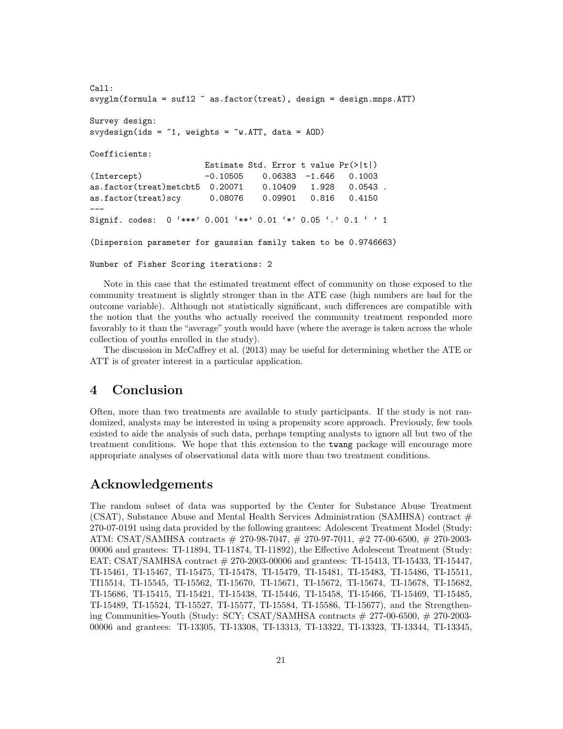```
Call:
svyglm(formula = suf12 ~ as.factor(treat), design = design.mnps.ATT)

Survey design:
svydesign(ids = ~1, weights = ~w.ATT, data = AOD)

Coefficients:
                        Estimate Std. Error t value Pr(>|t|)  
(Intercept)             -0.10505    0.06383  -1.646   0.1003  
as.factor(treat)metcbt5  0.20071    0.10409   1.928   0.0543 .
as.factor(treat)scy      0.08076    0.09901   0.816   0.4150  
---
Signif. codes:  0 '***' 0.001 '**' 0.01 '*' 0.05 '.' 0.1 ' ' 1

(Dispersion parameter for gaussian family taken to be 0.9746663)

Number of Fisher Scoring iterations: 2
```

Note in this case that the estimated treatment effect of community on those exposed to the community treatment is slightly stronger than in the ATE case (high numbers are bad for the outcome variable). Although not statistically significant, such differences are compatible with the notion that the youths who actually received the community treatment responded more favorably to it than the "average" youth would have (where the average is taken across the whole collection of youths enrolled in the study).

The discussion in McCaffrey et al. (2013) may be useful for determining whether the ATE or ATT is of greater interest in a particular application.

# 4 Conclusion

Often, more than two treatments are available to study participants. If the study is not randomized, analysts may be interested in using a propensity score approach. Previously, few tools existed to aide the analysis of such data, perhaps tempting analysts to ignore all but two of the treatment conditions. We hope that this extension to the twang package will encourage more appropriate analyses of observational data with more than two treatment conditions.

# Acknowledgements

The random subset of data was supported by the Center for Substance Abuse Treatment (CSAT), Substance Abuse and Mental Health Services Administration (SAMHSA) contract # 270-07-0191 using data provided by the following grantees: Adolescent Treatment Model (Study: ATM: CSAT/SAMHSA contracts # 270-98-7047, # 270-97-7011, #2 77-00-6500, # 270-2003-00006 and grantees: TI-11894, TI-11874, TI-11892), the Effective Adolescent Treatment (Study: EAT; CSAT/SAMHSA contract # 270-2003-00006 and grantees: TI-15413, TI-15433, TI-15447, TI-15461, TI-15467, TI-15475, TI-15478, TI-15479, TI-15481, TI-15483, TI-15486, TI-15511, TI15514, TI-15545, TI-15562, TI-15670, TI-15671, TI-15672, TI-15674, TI-15678, TI-15682, TI-15686, TI-15415, TI-15421, TI-15438, TI-15446, TI-15458, TI-15466, TI-15469, TI-15485, TI-15489, TI-15524, TI-15527, TI-15577, TI-15584, TI-15586, TI-15677), and the Strengthening Communities-Youth (Study: SCY; CSAT/SAMHSA contracts # 277-00-6500, # 270-2003-00006 and grantees: TI-13305, TI-13308, TI-13313, TI-13322, TI-13323, TI-13344, TI-13345,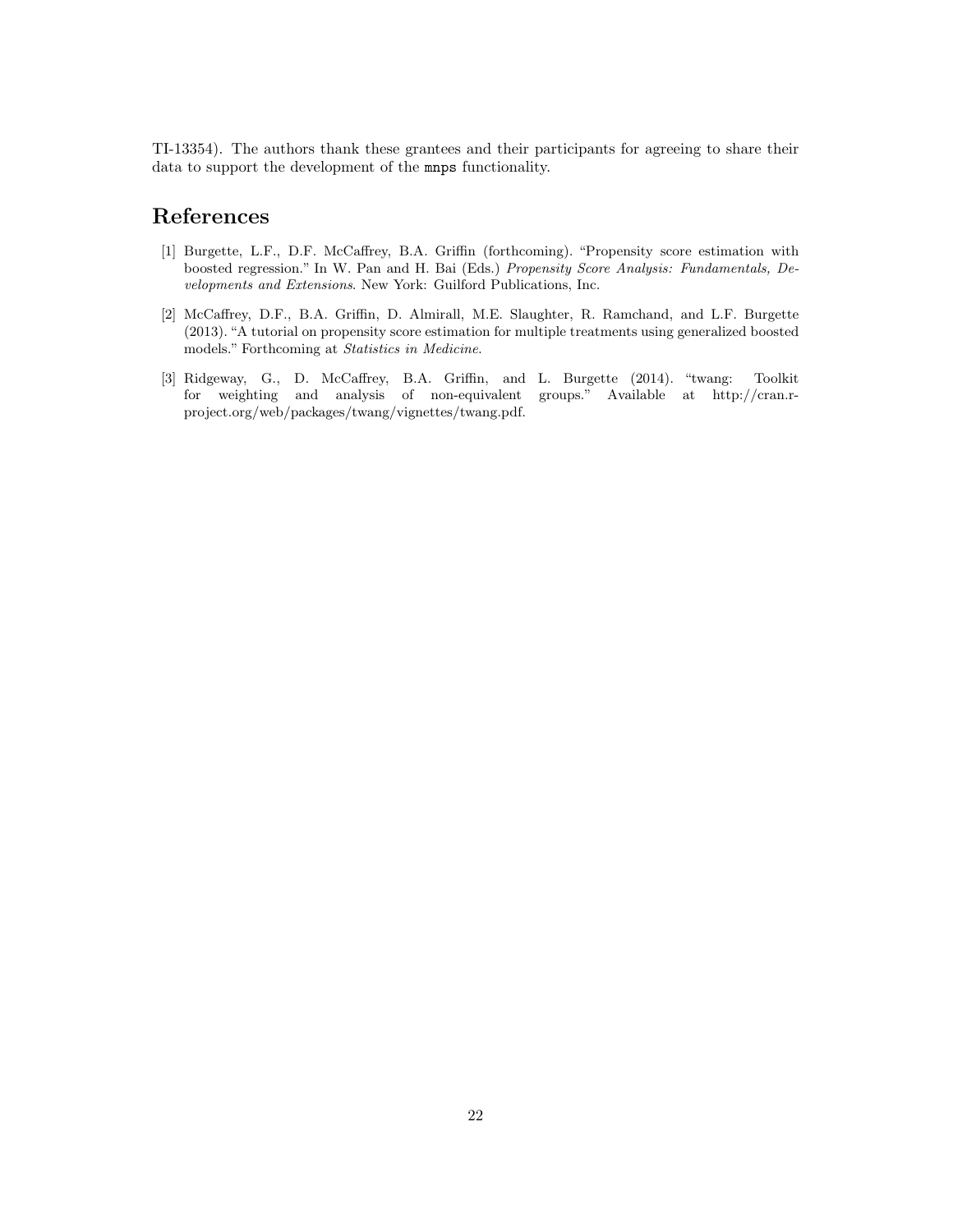TI-13354). The authors thank these grantees and their participants for agreeing to share their data to support the development of the `mnps` functionality.

# References

[1] Burgette, L.F., D.F. McCaffrey, B.A. Griffin (forthcoming). "Propensity score estimation with boosted regression." In W. Pan and H. Bai (Eds.) *Propensity Score Analysis: Fundamentals, Developments and Extensions*. New York: Guilford Publications, Inc.

[2] McCaffrey, D.F., B.A. Griffin, D. Almirall, M.E. Slaughter, R. Ramchand, and L.F. Burgette (2013). "A tutorial on propensity score estimation for multiple treatments using generalized boosted models." Forthcoming at *Statistics in Medicine*.

[3] Ridgeway, G., D. McCaffrey, B.A. Griffin, and L. Burgette (2014). "twang: Toolkit for weighting and analysis of non-equivalent groups." Available at http://cran.r-project.org/web/packages/twang/vignettes/twang.pdf.